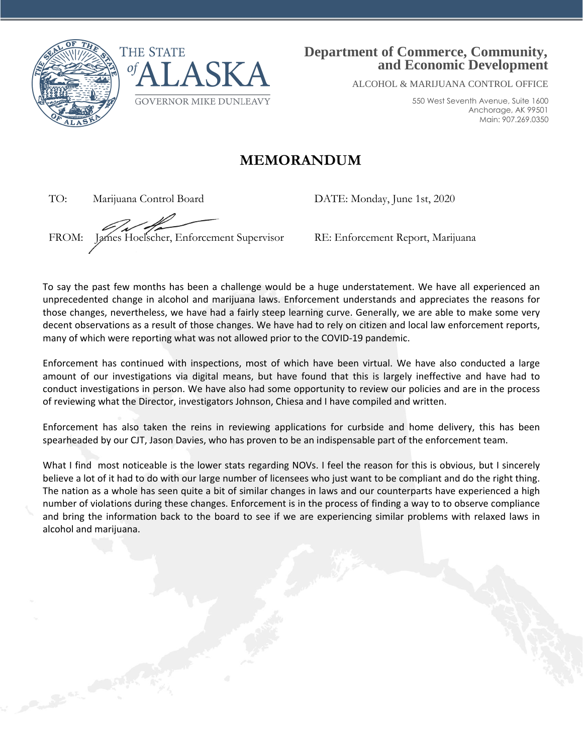THE STATE of ALASKA

GOVERNOR MIKE DUNLEAVY

**Department of Commerce, Community, and Economic Development**

ALCOHOL & MARIJUANA CONTROL OFFICE

550 West Seventh Avenue, Suite 1600
Anchorage, AK 99501
Main: 907.269.0350

# MEMORANDUM

TO: Marijuana Control Board

DATE: Monday, June 1st, 2020

FROM: James Hoelscher, Enforcement Supervisor

RE: Enforcement Report, Marijuana

To say the past few months has been a challenge would be a huge understatement. We have all experienced an unprecedented change in alcohol and marijuana laws. Enforcement understands and appreciates the reasons for those changes, nevertheless, we have had a fairly steep learning curve. Generally, we are able to make some very decent observations as a result of those changes. We have had to rely on citizen and local law enforcement reports, many of which were reporting what was not allowed prior to the COVID-19 pandemic.

Enforcement has continued with inspections, most of which have been virtual. We have also conducted a large amount of our investigations via digital means, but have found that this is largely ineffective and have had to conduct investigations in person. We have also had some opportunity to review our policies and are in the process of reviewing what the Director, investigators Johnson, Chiesa and I have compiled and written.

Enforcement has also taken the reins in reviewing applications for curbside and home delivery, this has been spearheaded by our CJT, Jason Davies, who has proven to be an indispensable part of the enforcement team.

What I find most noticeable is the lower stats regarding NOVs. I feel the reason for this is obvious, but I sincerely believe a lot of it had to do with our large number of licensees who just want to be compliant and do the right thing. The nation as a whole has seen quite a bit of similar changes in laws and our counterparts have experienced a high number of violations during these changes. Enforcement is in the process of finding a way to to observe compliance and bring the information back to the board to see if we are experiencing similar problems with relaxed laws in alcohol and marijuana.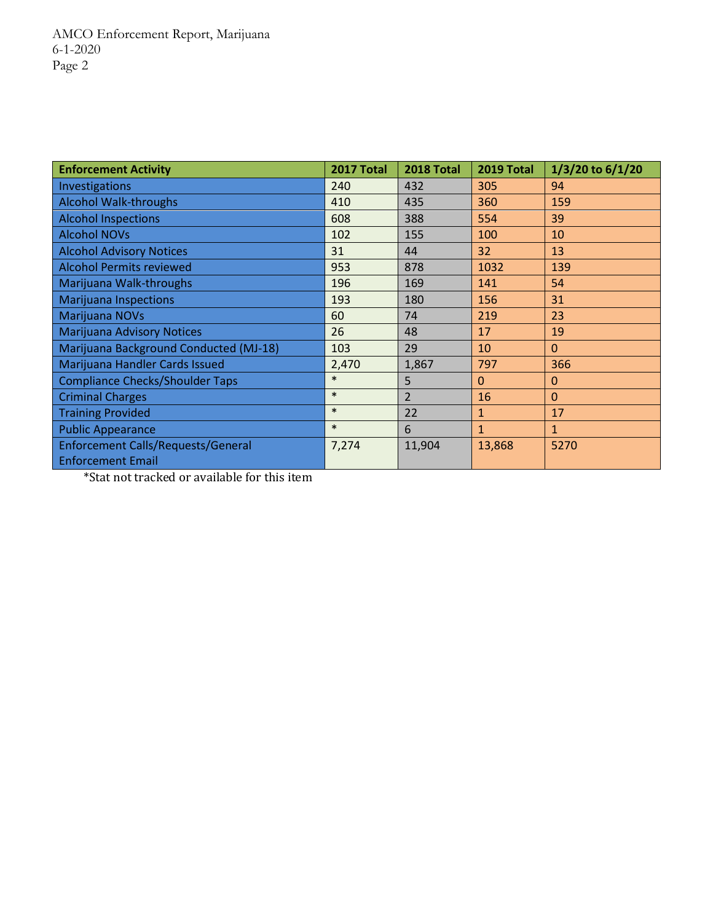| Enforcement Activity | 2017 Total | 2018 Total | 2019 Total | 1/3/20 to 6/1/20 |
|---|---|---|---|---|
| Investigations | 240 | 432 | 305 | 94 |
| Alcohol Walk-throughs | 410 | 435 | 360 | 159 |
| Alcohol Inspections | 608 | 388 | 554 | 39 |
| Alcohol NOVs | 102 | 155 | 100 | 10 |
| Alcohol Advisory Notices | 31 | 44 | 32 | 13 |
| Alcohol Permits reviewed | 953 | 878 | 1032 | 139 |
| Marijuana Walk-throughs | 196 | 169 | 141 | 54 |
| Marijuana Inspections | 193 | 180 | 156 | 31 |
| Marijuana NOVs | 60 | 74 | 219 | 23 |
| Marijuana Advisory Notices | 26 | 48 | 17 | 19 |
| Marijuana Background Conducted (MJ-18) | 103 | 29 | 10 | 0 |
| Marijuana Handler Cards Issued | 2,470 | 1,867 | 797 | 366 |
| Compliance Checks/Shoulder Taps | * | 5 | 0 | 0 |
| Criminal Charges | * | 2 | 16 | 0 |
| Training Provided | * | 22 | 1 | 17 |
| Public Appearance | * | 6 | 1 | 1 |
| Enforcement Calls/Requests/General Enforcement Email | 7,274 | 11,904 | 13,868 | 5270 |

*Stat not tracked or available for this item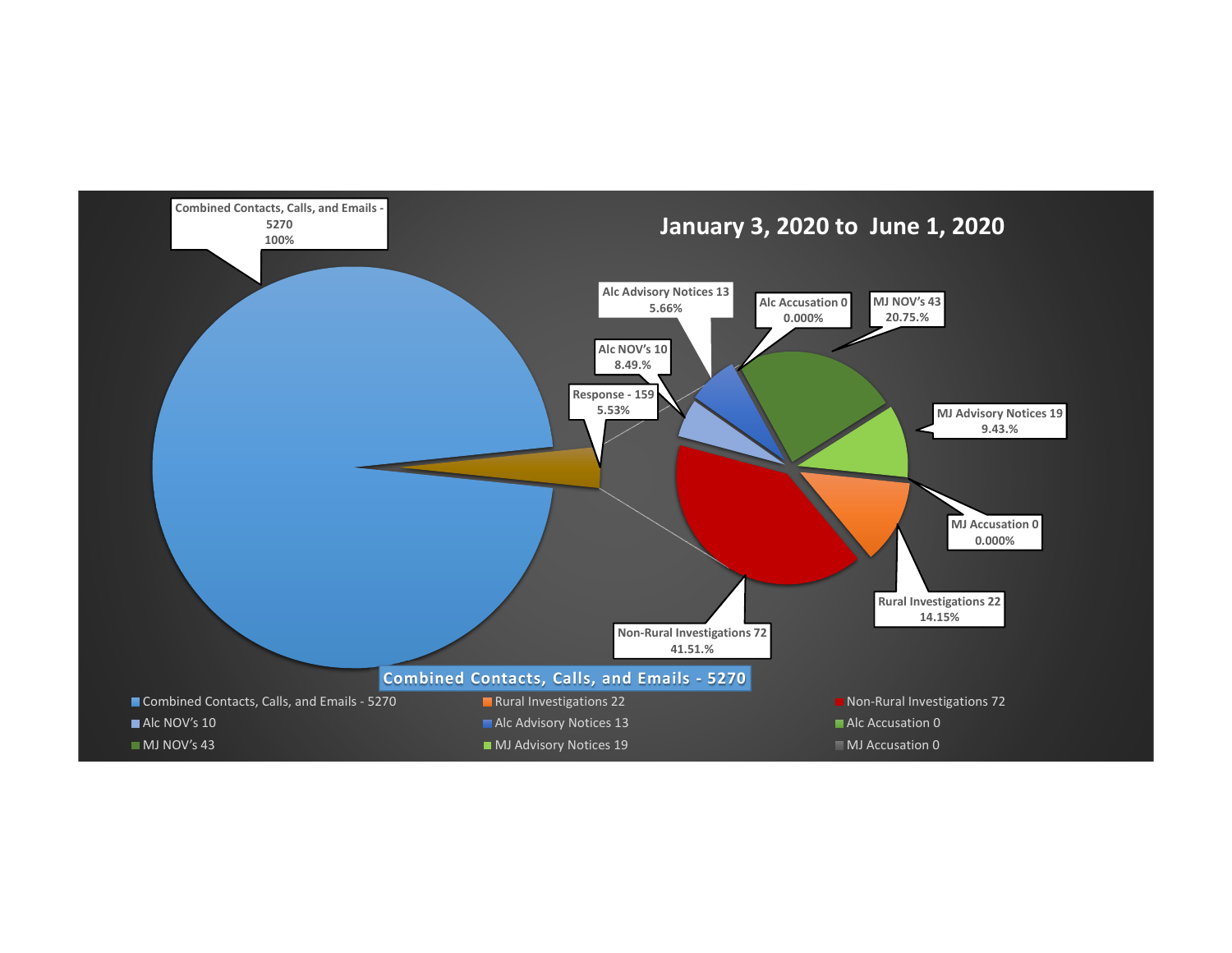January 3, 2020 to June 1, 2020

Combined Contacts, Calls, and Emails - 5270
100%

Response - 159
5.53%

Alc NOV's 10
8.49.%

Alc Advisory Notices 13
5.66%

Alc Accusation 0
0.000%

MJ NOV's 43
20.75.%

MJ Advisory Notices 19
9.43.%

MJ Accusation 0
0.000%

Rural Investigations 22
14.15%

Non-Rural Investigations 72
41.51.%

Combined Contacts, Calls, and Emails - 5270

Combined Contacts, Calls, and Emails - 5270
Rural Investigations 22
Non-Rural Investigations 72
Alc NOV's 10
Alc Advisory Notices 13
Alc Accusation 0
MJ NOV's 43
MJ Advisory Notices 19
MJ Accusation 0